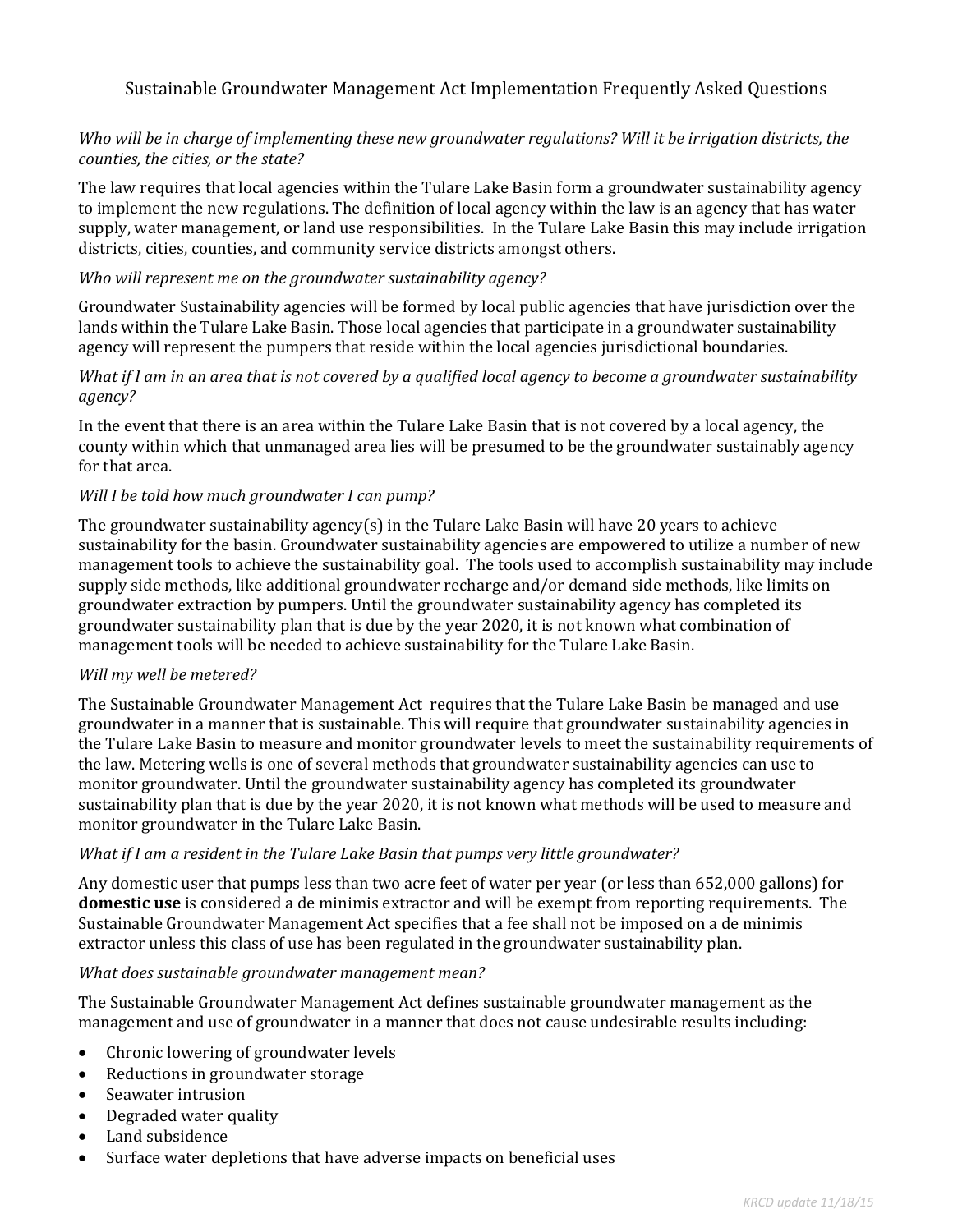# Sustainable Groundwater Management Act Implementation Frequently Asked Questions

*Who will be in charge of implementing these new groundwater regulations? Will it be irrigation districts, the counties, the cities, or the state?*

The law requires that local agencies within the Tulare Lake Basin form a groundwater sustainability agency to implement the new regulations. The definition of local agency within the law is an agency that has water supply, water management, or land use responsibilities. In the Tulare Lake Basin this may include irrigation districts, cities, counties, and community service districts amongst others.

*Who will represent me on the groundwater sustainability agency?*

Groundwater Sustainability agencies will be formed by local public agencies that have jurisdiction over the lands within the Tulare Lake Basin. Those local agencies that participate in a groundwater sustainability agency will represent the pumpers that reside within the local agencies jurisdictional boundaries.

*What if I am in an area that is not covered by a qualified local agency to become a groundwater sustainability agency?*

In the event that there is an area within the Tulare Lake Basin that is not covered by a local agency, the county within which that unmanaged area lies will be presumed to be the groundwater sustainably agency for that area.

*Will I be told how much groundwater I can pump?*

The groundwater sustainability agency(s) in the Tulare Lake Basin will have 20 years to achieve sustainability for the basin. Groundwater sustainability agencies are empowered to utilize a number of new management tools to achieve the sustainability goal. The tools used to accomplish sustainability may include supply side methods, like additional groundwater recharge and/or demand side methods, like limits on groundwater extraction by pumpers. Until the groundwater sustainability agency has completed its groundwater sustainability plan that is due by the year 2020, it is not known what combination of management tools will be needed to achieve sustainability for the Tulare Lake Basin.

*Will my well be metered?*

The Sustainable Groundwater Management Act requires that the Tulare Lake Basin be managed and use groundwater in a manner that is sustainable. This will require that groundwater sustainability agencies in the Tulare Lake Basin to measure and monitor groundwater levels to meet the sustainability requirements of the law. Metering wells is one of several methods that groundwater sustainability agencies can use to monitor groundwater. Until the groundwater sustainability agency has completed its groundwater sustainability plan that is due by the year 2020, it is not known what methods will be used to measure and monitor groundwater in the Tulare Lake Basin.

*What if I am a resident in the Tulare Lake Basin that pumps very little groundwater?*

Any domestic user that pumps less than two acre feet of water per year (or less than 652,000 gallons) for **domestic use** is considered a de minimis extractor and will be exempt from reporting requirements. The Sustainable Groundwater Management Act specifies that a fee shall not be imposed on a de minimis extractor unless this class of use has been regulated in the groundwater sustainability plan.

*What does sustainable groundwater management mean?*

The Sustainable Groundwater Management Act defines sustainable groundwater management as the management and use of groundwater in a manner that does not cause undesirable results including:

- Chronic lowering of groundwater levels
- Reductions in groundwater storage
- Seawater intrusion
- Degraded water quality
- Land subsidence
- Surface water depletions that have adverse impacts on beneficial uses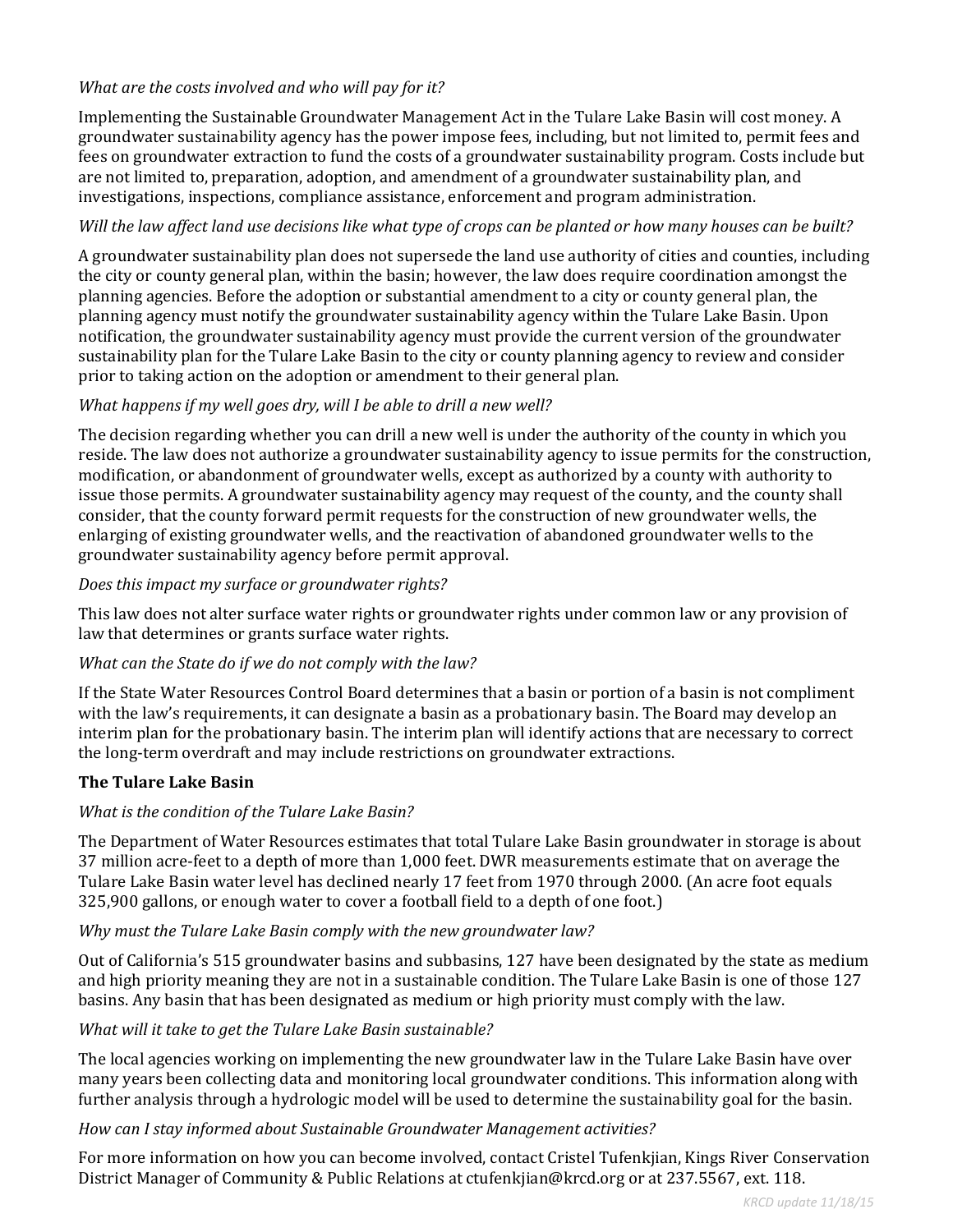*What are the costs involved and who will pay for it?*

Implementing the Sustainable Groundwater Management Act in the Tulare Lake Basin will cost money. A groundwater sustainability agency has the power impose fees, including, but not limited to, permit fees and fees on groundwater extraction to fund the costs of a groundwater sustainability program. Costs include but are not limited to, preparation, adoption, and amendment of a groundwater sustainability plan, and investigations, inspections, compliance assistance, enforcement and program administration.

*Will the law affect land use decisions like what type of crops can be planted or how many houses can be built?*

A groundwater sustainability plan does not supersede the land use authority of cities and counties, including the city or county general plan, within the basin; however, the law does require coordination amongst the planning agencies. Before the adoption or substantial amendment to a city or county general plan, the planning agency must notify the groundwater sustainability agency within the Tulare Lake Basin. Upon notification, the groundwater sustainability agency must provide the current version of the groundwater sustainability plan for the Tulare Lake Basin to the city or county planning agency to review and consider prior to taking action on the adoption or amendment to their general plan.

*What happens if my well goes dry, will I be able to drill a new well?*

The decision regarding whether you can drill a new well is under the authority of the county in which you reside. The law does not authorize a groundwater sustainability agency to issue permits for the construction, modification, or abandonment of groundwater wells, except as authorized by a county with authority to issue those permits. A groundwater sustainability agency may request of the county, and the county shall consider, that the county forward permit requests for the construction of new groundwater wells, the enlarging of existing groundwater wells, and the reactivation of abandoned groundwater wells to the groundwater sustainability agency before permit approval.

*Does this impact my surface or groundwater rights?*

This law does not alter surface water rights or groundwater rights under common law or any provision of law that determines or grants surface water rights.

*What can the State do if we do not comply with the law?*

If the State Water Resources Control Board determines that a basin or portion of a basin is not compliment with the law's requirements, it can designate a basin as a probationary basin. The Board may develop an interim plan for the probationary basin. The interim plan will identify actions that are necessary to correct the long-term overdraft and may include restrictions on groundwater extractions.

**The Tulare Lake Basin**

*What is the condition of the Tulare Lake Basin?*

The Department of Water Resources estimates that total Tulare Lake Basin groundwater in storage is about 37 million acre-feet to a depth of more than 1,000 feet. DWR measurements estimate that on average the Tulare Lake Basin water level has declined nearly 17 feet from 1970 through 2000. (An acre foot equals 325,900 gallons, or enough water to cover a football field to a depth of one foot.)

*Why must the Tulare Lake Basin comply with the new groundwater law?*

Out of California's 515 groundwater basins and subbasins, 127 have been designated by the state as medium and high priority meaning they are not in a sustainable condition. The Tulare Lake Basin is one of those 127 basins. Any basin that has been designated as medium or high priority must comply with the law.

*What will it take to get the Tulare Lake Basin sustainable?*

The local agencies working on implementing the new groundwater law in the Tulare Lake Basin have over many years been collecting data and monitoring local groundwater conditions. This information along with further analysis through a hydrologic model will be used to determine the sustainability goal for the basin.

*How can I stay informed about Sustainable Groundwater Management activities?*

For more information on how you can become involved, contact Cristel Tufenkjian, Kings River Conservation District Manager of Community & Public Relations at ctufenkjian@krcd.org or at 237.5567, ext. 118.

*KRCD update 11/18/15*